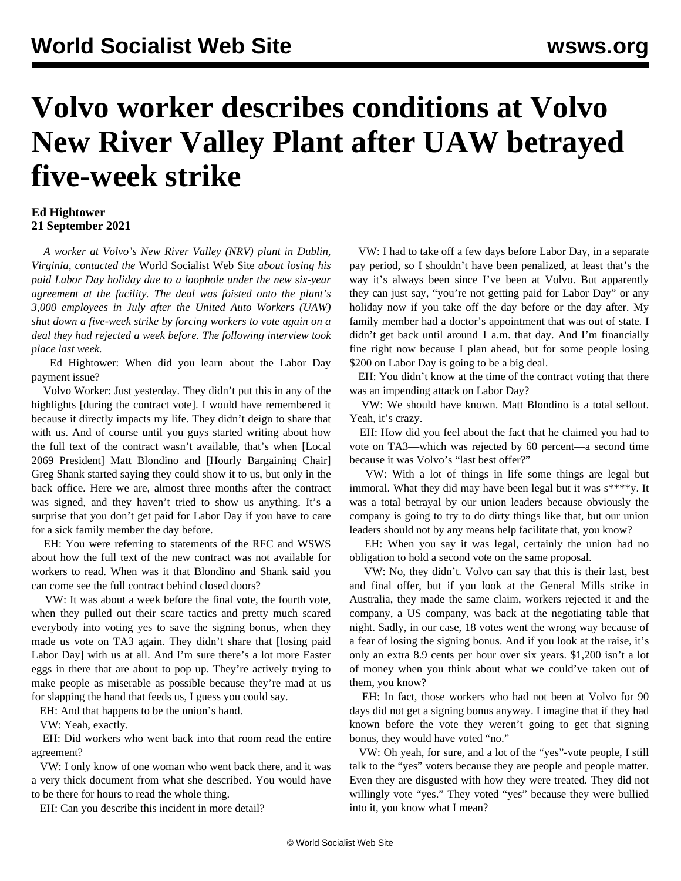# Volvo worker describes conditions at Volvo New River Valley Plant after UAW betrayed five-week strike

**Ed Hightower**
**21 September 2021**

*A worker at Volvo's New River Valley (NRV) plant in Dublin, Virginia, contacted the* World Socialist Web Site *about losing his paid Labor Day holiday due to a loophole under the new six-year agreement at the facility. The deal was foisted onto the plant's 3,000 employees in July after the United Auto Workers (UAW) shut down a five-week strike by forcing workers to vote again on a deal they had rejected a week before. The following interview took place last week.*

Ed Hightower: When did you learn about the Labor Day payment issue?

Volvo Worker: Just yesterday. They didn't put this in any of the highlights [during the contract vote]. I would have remembered it because it directly impacts my life. They didn't deign to share that with us. And of course until you guys started writing about how the full text of the contract wasn't available, that's when [Local 2069 President] Matt Blondino and [Hourly Bargaining Chair] Greg Shank started saying they could show it to us, but only in the back office. Here we are, almost three months after the contract was signed, and they haven't tried to show us anything. It's a surprise that you don't get paid for Labor Day if you have to care for a sick family member the day before.

EH: You were referring to statements of the RFC and WSWS about how the full text of the new contract was not available for workers to read. When was it that Blondino and Shank said you can come see the full contract behind closed doors?

VW: It was about a week before the final vote, the fourth vote, when they pulled out their scare tactics and pretty much scared everybody into voting yes to save the signing bonus, when they made us vote on TA3 again. They didn't share that [losing paid Labor Day] with us at all. And I'm sure there's a lot more Easter eggs in there that are about to pop up. They're actively trying to make people as miserable as possible because they're mad at us for slapping the hand that feeds us, I guess you could say.

EH: And that happens to be the union's hand.

VW: Yeah, exactly.

EH: Did workers who went back into that room read the entire agreement?

VW: I only know of one woman who went back there, and it was a very thick document from what she described. You would have to be there for hours to read the whole thing.

EH: Can you describe this incident in more detail?

VW: I had to take off a few days before Labor Day, in a separate pay period, so I shouldn't have been penalized, at least that's the way it's always been since I've been at Volvo. But apparently they can just say, "you're not getting paid for Labor Day" or any holiday now if you take off the day before or the day after. My family member had a doctor's appointment that was out of state. I didn't get back until around 1 a.m. that day. And I'm financially fine right now because I plan ahead, but for some people losing $200 on Labor Day is going to be a big deal.

EH: You didn't know at the time of the contract voting that there was an impending attack on Labor Day?

VW: We should have known. Matt Blondino is a total sellout. Yeah, it's crazy.

EH: How did you feel about the fact that he claimed you had to vote on TA3—which was rejected by 60 percent—a second time because it was Volvo's "last best offer?"

VW: With a lot of things in life some things are legal but immoral. What they did may have been legal but it was s****y. It was a total betrayal by our union leaders because obviously the company is going to try to do dirty things like that, but our union leaders should not by any means help facilitate that, you know?

EH: When you say it was legal, certainly the union had no obligation to hold a second vote on the same proposal.

VW: No, they didn't. Volvo can say that this is their last, best and final offer, but if you look at the General Mills strike in Australia, they made the same claim, workers rejected it and the company, a US company, was back at the negotiating table that night. Sadly, in our case, 18 votes went the wrong way because of a fear of losing the signing bonus. And if you look at the raise, it's only an extra 8.9 cents per hour over six years. $1,200 isn't a lot of money when you think about what we could've taken out of them, you know?

EH: In fact, those workers who had not been at Volvo for 90 days did not get a signing bonus anyway. I imagine that if they had known before the vote they weren't going to get that signing bonus, they would have voted "no."

VW: Oh yeah, for sure, and a lot of the "yes"-vote people, I still talk to the "yes" voters because they are people and people matter. Even they are disgusted with how they were treated. They did not willingly vote "yes." They voted "yes" because they were bullied into it, you know what I mean?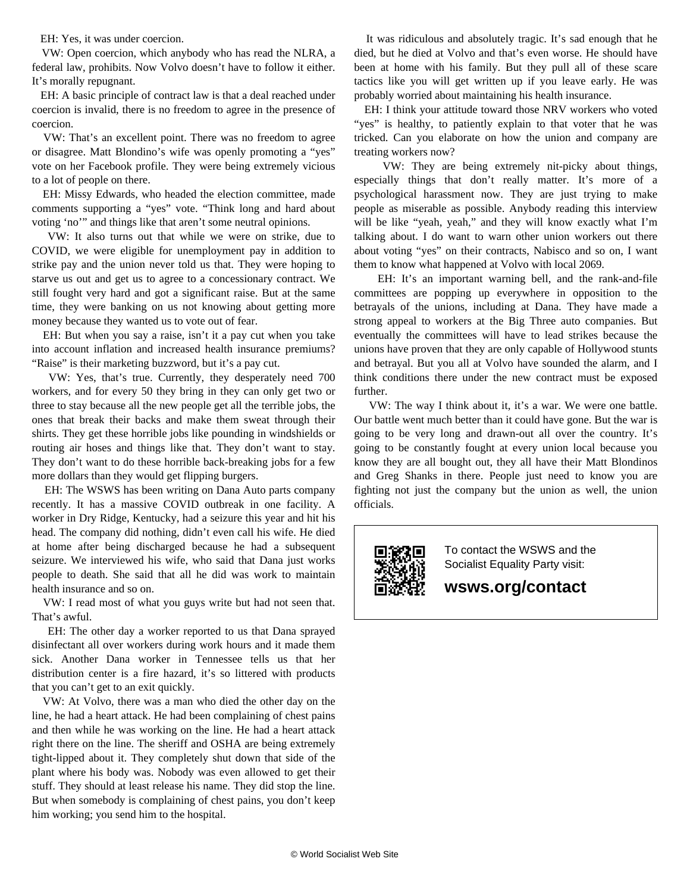EH: Yes, it was under coercion.

VW: Open coercion, which anybody who has read the NLRA, a federal law, prohibits. Now Volvo doesn't have to follow it either. It's morally repugnant.

EH: A basic principle of contract law is that a deal reached under coercion is invalid, there is no freedom to agree in the presence of coercion.

VW: That's an excellent point. There was no freedom to agree or disagree. Matt Blondino's wife was openly promoting a "yes" vote on her Facebook profile. They were being extremely vicious to a lot of people on there.

EH: Missy Edwards, who headed the election committee, made comments supporting a "yes" vote. "Think long and hard about voting 'no'" and things like that aren't some neutral opinions.

VW: It also turns out that while we were on strike, due to COVID, we were eligible for unemployment pay in addition to strike pay and the union never told us that. They were hoping to starve us out and get us to agree to a concessionary contract. We still fought very hard and got a significant raise. But at the same time, they were banking on us not knowing about getting more money because they wanted us to vote out of fear.

EH: But when you say a raise, isn't it a pay cut when you take into account inflation and increased health insurance premiums? "Raise" is their marketing buzzword, but it's a pay cut.

VW: Yes, that's true. Currently, they desperately need 700 workers, and for every 50 they bring in they can only get two or three to stay because all the new people get all the terrible jobs, the ones that break their backs and make them sweat through their shirts. They get these horrible jobs like pounding in windshields or routing air hoses and things like that. They don't want to stay. They don't want to do these horrible back-breaking jobs for a few more dollars than they would get flipping burgers.

EH: The WSWS has been writing on Dana Auto parts company recently. It has a massive COVID outbreak in one facility. A worker in Dry Ridge, Kentucky, had a seizure this year and hit his head. The company did nothing, didn't even call his wife. He died at home after being discharged because he had a subsequent seizure. We interviewed his wife, who said that Dana just works people to death. She said that all he did was work to maintain health insurance and so on.

VW: I read most of what you guys write but had not seen that. That's awful.

EH: The other day a worker reported to us that Dana sprayed disinfectant all over workers during work hours and it made them sick. Another Dana worker in Tennessee tells us that her distribution center is a fire hazard, it's so littered with products that you can't get to an exit quickly.

VW: At Volvo, there was a man who died the other day on the line, he had a heart attack. He had been complaining of chest pains and then while he was working on the line. He had a heart attack right there on the line. The sheriff and OSHA are being extremely tight-lipped about it. They completely shut down that side of the plant where his body was. Nobody was even allowed to get their stuff. They should at least release his name. They did stop the line. But when somebody is complaining of chest pains, you don't keep him working; you send him to the hospital.

It was ridiculous and absolutely tragic. It's sad enough that he died, but he died at Volvo and that's even worse. He should have been at home with his family. But they pull all of these scare tactics like you will get written up if you leave early. He was probably worried about maintaining his health insurance.

EH: I think your attitude toward those NRV workers who voted "yes" is healthy, to patiently explain to that voter that he was tricked. Can you elaborate on how the union and company are treating workers now?

VW: They are being extremely nit-picky about things, especially things that don't really matter. It's more of a psychological harassment now. They are just trying to make people as miserable as possible. Anybody reading this interview will be like "yeah, yeah," and they will know exactly what I'm talking about. I do want to warn other union workers out there about voting "yes" on their contracts, Nabisco and so on, I want them to know what happened at Volvo with local 2069.

EH: It's an important warning bell, and the rank-and-file committees are popping up everywhere in opposition to the betrayals of the unions, including at Dana. They have made a strong appeal to workers at the Big Three auto companies. But eventually the committees will have to lead strikes because the unions have proven that they are only capable of Hollywood stunts and betrayal. But you all at Volvo have sounded the alarm, and I think conditions there under the new contract must be exposed further.

VW: The way I think about it, it's a war. We were one battle. Our battle went much better than it could have gone. But the war is going to be very long and drawn-out all over the country. It's going to be constantly fought at every union local because you know they are all bought out, they all have their Matt Blondinos and Greg Shanks in there. People just need to know you are fighting not just the company but the union as well, the union officials.

To contact the WSWS and the Socialist Equality Party visit:

**wsws.org/contact**